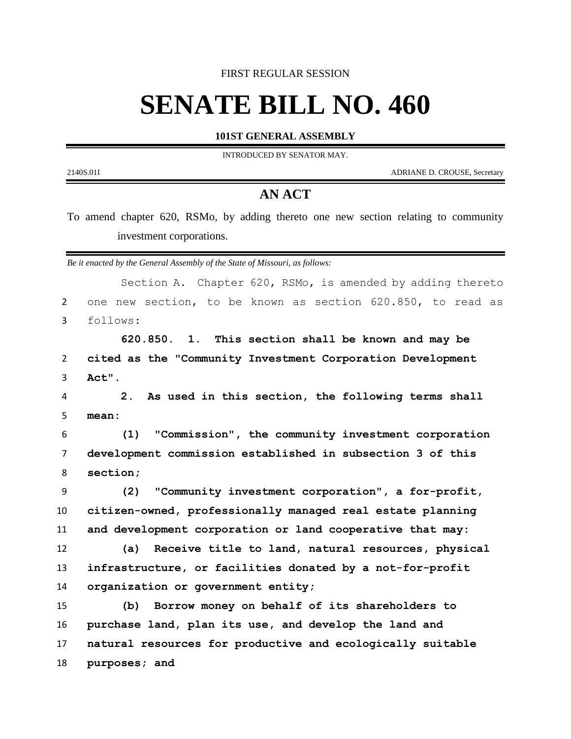FIRST REGULAR SESSION

# SENATE BILL NO. 460

**101ST GENERAL ASSEMBLY**

INTRODUCED BY SENATOR MAY.

2140S.01I ADRIANE D. CROUSE, Secretary

## AN ACT

To amend chapter 620, RSMo, by adding thereto one new section relating to community investment corporations.

*Be it enacted by the General Assembly of the State of Missouri, as follows:*

Section A. Chapter 620, RSMo, is amended by adding thereto one new section, to be known as section 620.850, to read as follows:

**620.850. 1. This section shall be known and may be cited as the "Community Investment Corporation Development Act".**

**2. As used in this section, the following terms shall mean:**

**(1) "Commission", the community investment corporation development commission established in subsection 3 of this section;**

**(2) "Community investment corporation", a for-profit, citizen-owned, professionally managed real estate planning and development corporation or land cooperative that may:**

**(a) Receive title to land, natural resources, physical infrastructure, or facilities donated by a not-for-profit organization or government entity;**

**(b) Borrow money on behalf of its shareholders to purchase land, plan its use, and develop the land and natural resources for productive and ecologically suitable purposes; and**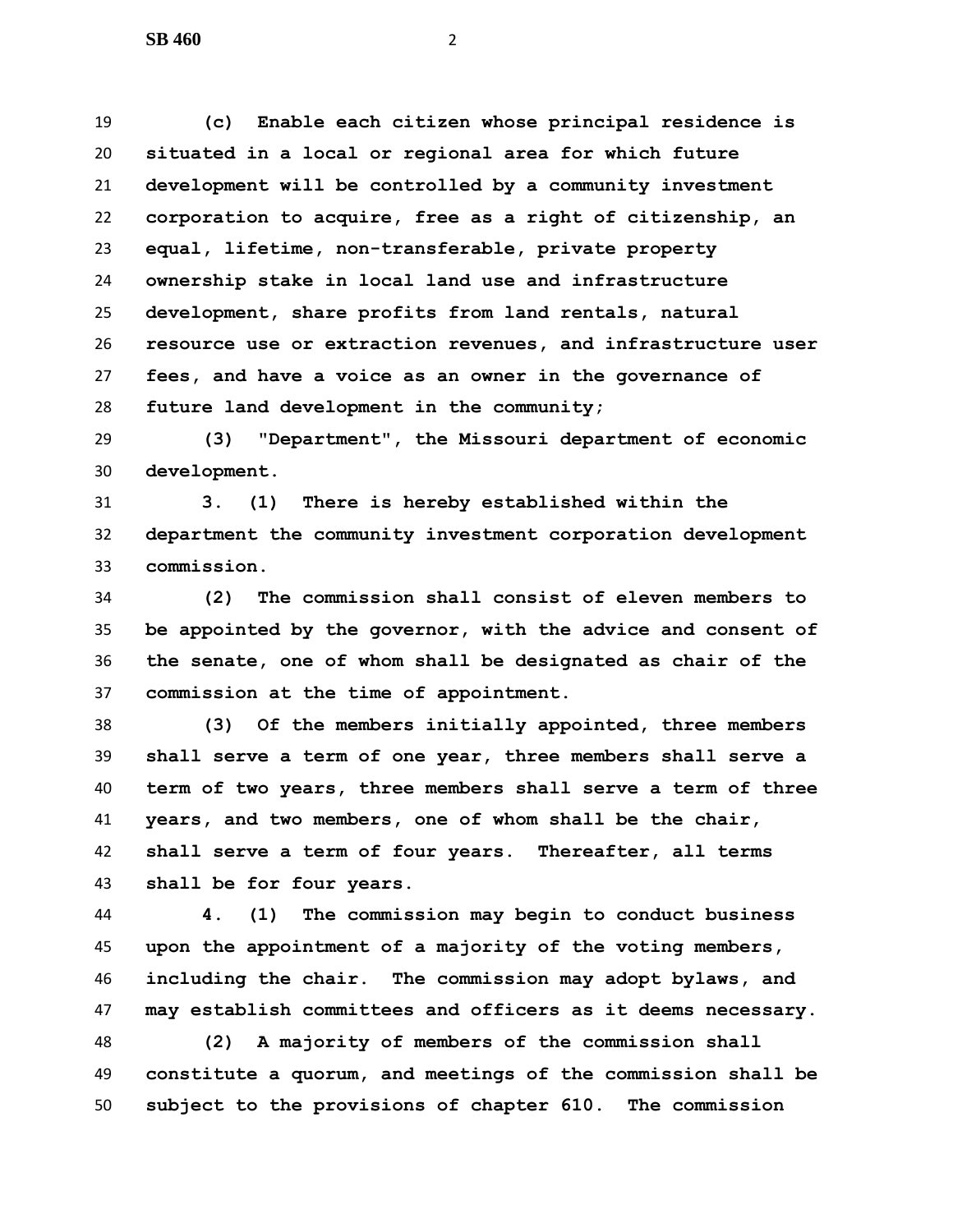**(c) Enable each citizen whose principal residence is situated in a local or regional area for which future development will be controlled by a community investment corporation to acquire, free as a right of citizenship, an equal, lifetime, non-transferable, private property ownership stake in local land use and infrastructure development, share profits from land rentals, natural resource use or extraction revenues, and infrastructure user fees, and have a voice as an owner in the governance of future land development in the community;**

**(3) "Department", the Missouri department of economic development.**

**3. (1) There is hereby established within the department the community investment corporation development commission.**

**(2) The commission shall consist of eleven members to be appointed by the governor, with the advice and consent of the senate, one of whom shall be designated as chair of the commission at the time of appointment.**

**(3) Of the members initially appointed, three members shall serve a term of one year, three members shall serve a term of two years, three members shall serve a term of three years, and two members, one of whom shall be the chair, shall serve a term of four years. Thereafter, all terms shall be for four years.**

**4. (1) The commission may begin to conduct business upon the appointment of a majority of the voting members, including the chair. The commission may adopt bylaws, and may establish committees and officers as it deems necessary.**

**(2) A majority of members of the commission shall constitute a quorum, and meetings of the commission shall be subject to the provisions of chapter 610. The commission**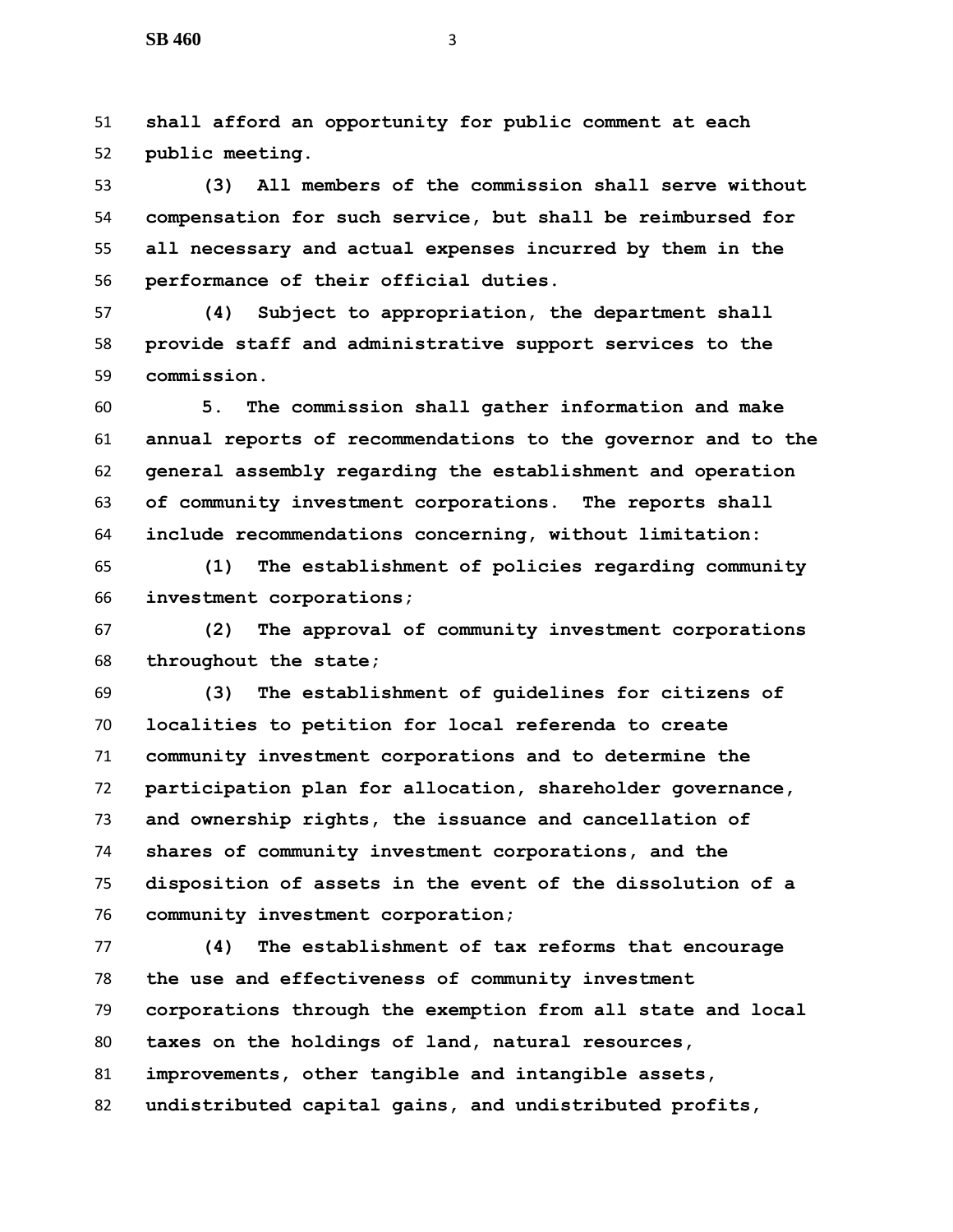**shall afford an opportunity for public comment at each public meeting.**

**(3) All members of the commission shall serve without compensation for such service, but shall be reimbursed for all necessary and actual expenses incurred by them in the performance of their official duties.**

**(4) Subject to appropriation, the department shall provide staff and administrative support services to the commission.**

**5. The commission shall gather information and make annual reports of recommendations to the governor and to the general assembly regarding the establishment and operation of community investment corporations. The reports shall include recommendations concerning, without limitation:**

**(1) The establishment of policies regarding community investment corporations;**

**(2) The approval of community investment corporations throughout the state;**

**(3) The establishment of guidelines for citizens of localities to petition for local referenda to create community investment corporations and to determine the participation plan for allocation, shareholder governance, and ownership rights, the issuance and cancellation of shares of community investment corporations, and the disposition of assets in the event of the dissolution of a community investment corporation;**

**(4) The establishment of tax reforms that encourage the use and effectiveness of community investment corporations through the exemption from all state and local taxes on the holdings of land, natural resources, improvements, other tangible and intangible assets, undistributed capital gains, and undistributed profits,**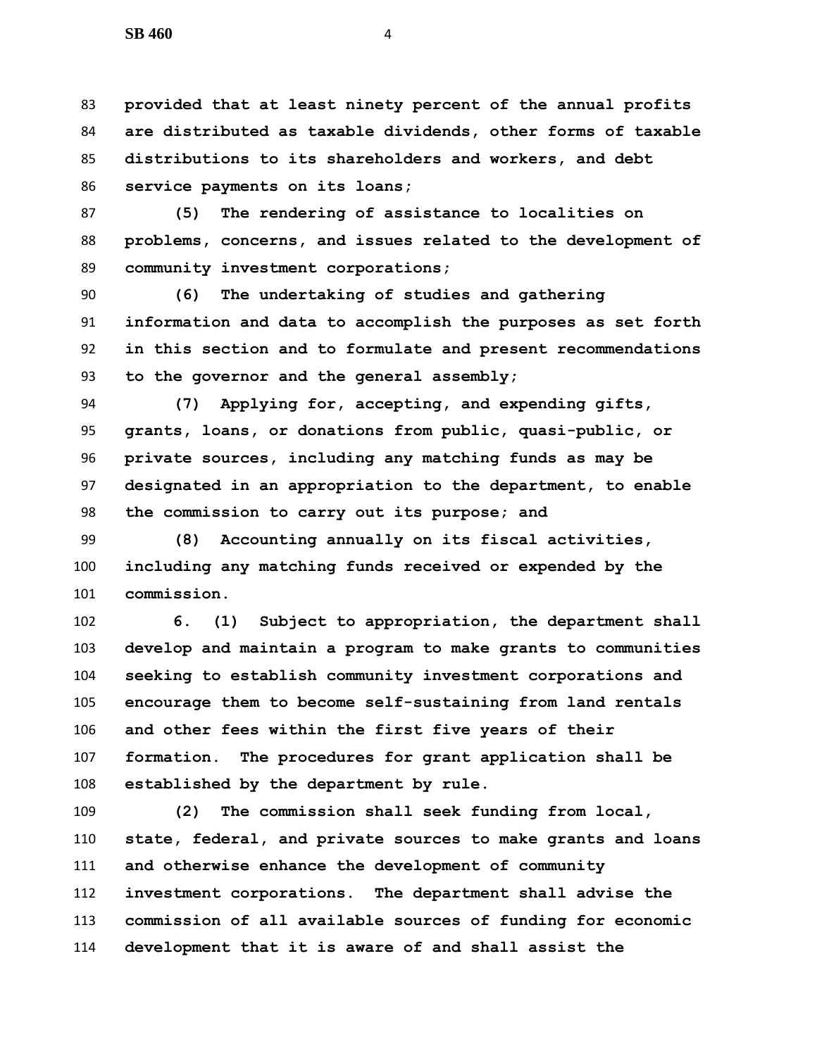**provided that at least ninety percent of the annual profits are distributed as taxable dividends, other forms of taxable distributions to its shareholders and workers, and debt service payments on its loans;**

**(5) The rendering of assistance to localities on problems, concerns, and issues related to the development of community investment corporations;**

**(6) The undertaking of studies and gathering information and data to accomplish the purposes as set forth in this section and to formulate and present recommendations to the governor and the general assembly;**

**(7) Applying for, accepting, and expending gifts, grants, loans, or donations from public, quasi-public, or private sources, including any matching funds as may be designated in an appropriation to the department, to enable the commission to carry out its purpose; and**

**(8) Accounting annually on its fiscal activities, including any matching funds received or expended by the commission.**

**6. (1) Subject to appropriation, the department shall develop and maintain a program to make grants to communities seeking to establish community investment corporations and encourage them to become self-sustaining from land rentals and other fees within the first five years of their formation. The procedures for grant application shall be established by the department by rule.**

**(2) The commission shall seek funding from local, state, federal, and private sources to make grants and loans and otherwise enhance the development of community investment corporations. The department shall advise the commission of all available sources of funding for economic development that it is aware of and shall assist the**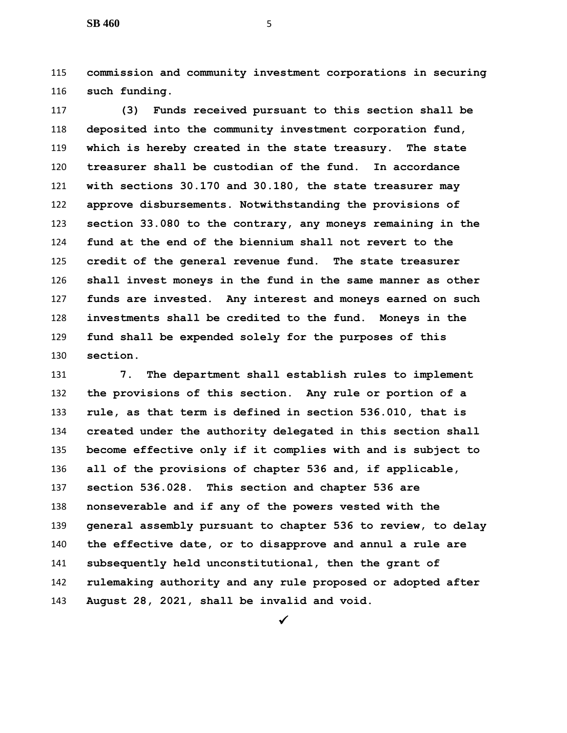**commission and community investment corporations in securing such funding.**

**(3) Funds received pursuant to this section shall be deposited into the community investment corporation fund, which is hereby created in the state treasury. The state treasurer shall be custodian of the fund. In accordance with sections 30.170 and 30.180, the state treasurer may approve disbursements. Notwithstanding the provisions of section 33.080 to the contrary, any moneys remaining in the fund at the end of the biennium shall not revert to the credit of the general revenue fund. The state treasurer shall invest moneys in the fund in the same manner as other funds are invested. Any interest and moneys earned on such investments shall be credited to the fund. Moneys in the fund shall be expended solely for the purposes of this section.**

**7. The department shall establish rules to implement the provisions of this section. Any rule or portion of a rule, as that term is defined in section 536.010, that is created under the authority delegated in this section shall become effective only if it complies with and is subject to all of the provisions of chapter 536 and, if applicable, section 536.028. This section and chapter 536 are nonseverable and if any of the powers vested with the general assembly pursuant to chapter 536 to review, to delay the effective date, or to disapprove and annul a rule are subsequently held unconstitutional, then the grant of rulemaking authority and any rule proposed or adopted after August 28, 2021, shall be invalid and void.**

✔